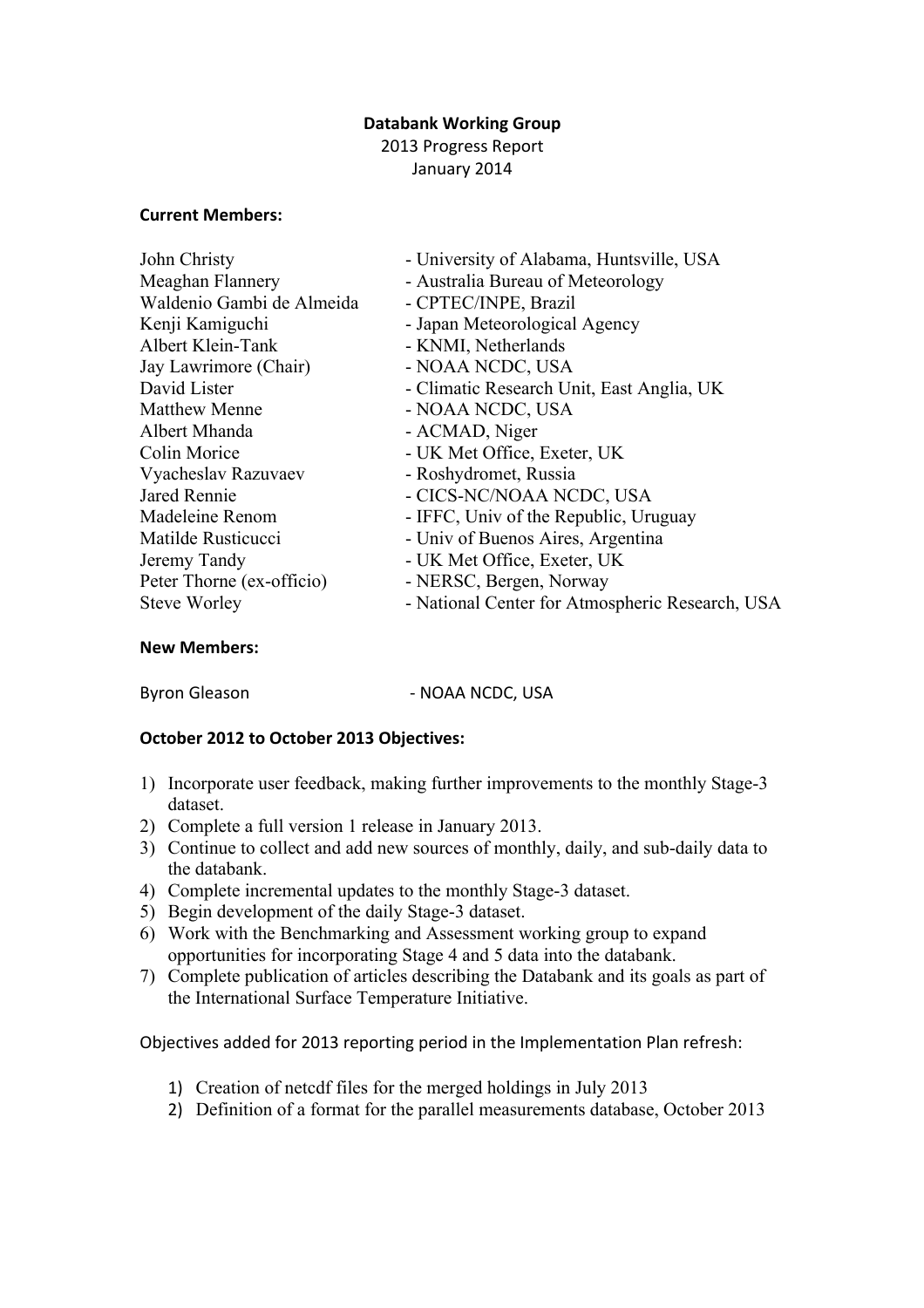**Databank Working Group**
2013 Progress Report
January 2014

**Current Members:**

| | |
|---|---|
| John Christy | - University of Alabama, Huntsville, USA |
| Meaghan Flannery | - Australia Bureau of Meteorology |
| Waldenio Gambi de Almeida | - CPTEC/INPE, Brazil |
| Kenji Kamiguchi | - Japan Meteorological Agency |
| Albert Klein-Tank | - KNMI, Netherlands |
| Jay Lawrimore (Chair) | - NOAA NCDC, USA |
| David Lister | - Climatic Research Unit, East Anglia, UK |
| Matthew Menne | - NOAA NCDC, USA |
| Albert Mhanda | - ACMAD, Niger |
| Colin Morice | - UK Met Office, Exeter, UK |
| Vyacheslav Razuvaev | - Roshydromet, Russia |
| Jared Rennie | - CICS-NC/NOAA NCDC, USA |
| Madeleine Renom | - IFFC, Univ of the Republic, Uruguay |
| Matilde Rusticucci | - Univ of Buenos Aires, Argentina |
| Jeremy Tandy | - UK Met Office, Exeter, UK |
| Peter Thorne (ex-officio) | - NERSC, Bergen, Norway |
| Steve Worley | - National Center for Atmospheric Research, USA |

**New Members:**

| | |
|---|---|
| Byron Gleason | - NOAA NCDC, USA |

**October 2012 to October 2013 Objectives:**

1) Incorporate user feedback, making further improvements to the monthly Stage-3 dataset.
2) Complete a full version 1 release in January 2013.
3) Continue to collect and add new sources of monthly, daily, and sub-daily data to the databank.
4) Complete incremental updates to the monthly Stage-3 dataset.
5) Begin development of the daily Stage-3 dataset.
6) Work with the Benchmarking and Assessment working group to expand opportunities for incorporating Stage 4 and 5 data into the databank.
7) Complete publication of articles describing the Databank and its goals as part of the International Surface Temperature Initiative.

Objectives added for 2013 reporting period in the Implementation Plan refresh:

1) Creation of netcdf files for the merged holdings in July 2013
2) Definition of a format for the parallel measurements database, October 2013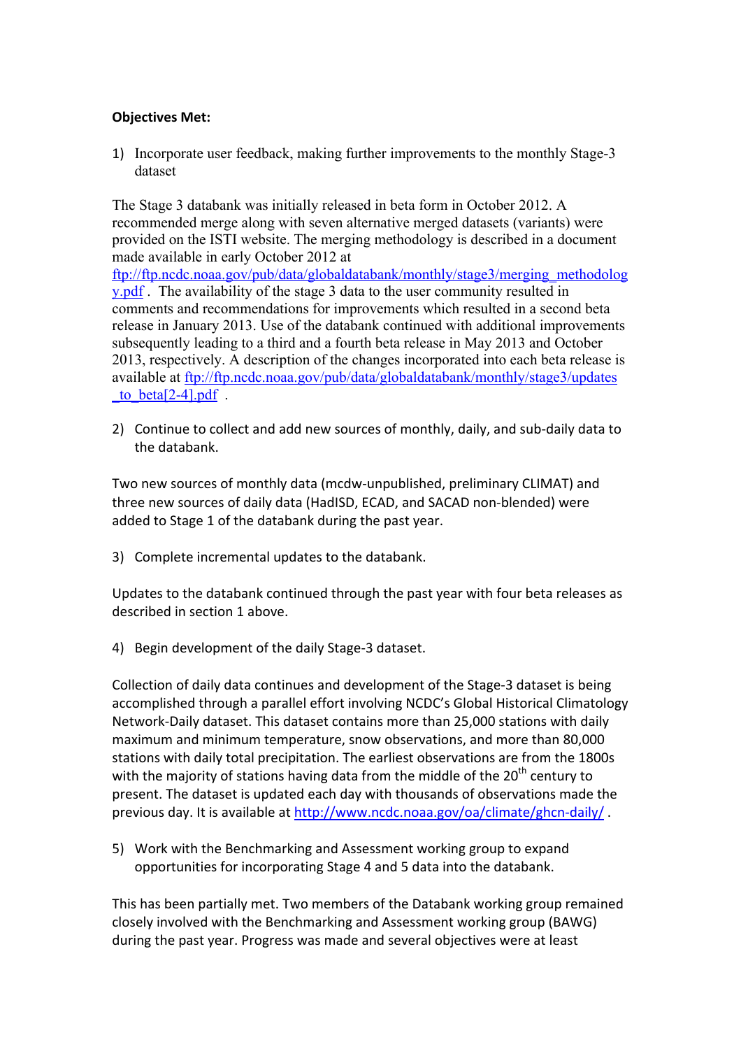**Objectives Met:**

1) Incorporate user feedback, making further improvements to the monthly Stage-3 dataset

The Stage 3 databank was initially released in beta form in October 2012. A recommended merge along with seven alternative merged datasets (variants) were provided on the ISTI website. The merging methodology is described in a document made available in early October 2012 at ftp://ftp.ncdc.noaa.gov/pub/data/globaldatabank/monthly/stage3/merging_methodology.pdf . The availability of the stage 3 data to the user community resulted in comments and recommendations for improvements which resulted in a second beta release in January 2013. Use of the databank continued with additional improvements subsequently leading to a third and a fourth beta release in May 2013 and October 2013, respectively. A description of the changes incorporated into each beta release is available at ftp://ftp.ncdc.noaa.gov/pub/data/globaldatabank/monthly/stage3/updates_to_beta[2-4].pdf .

2) Continue to collect and add new sources of monthly, daily, and sub-daily data to the databank.

Two new sources of monthly data (mcdw-unpublished, preliminary CLIMAT) and three new sources of daily data (HadISD, ECAD, and SACAD non-blended) were added to Stage 1 of the databank during the past year.

3) Complete incremental updates to the databank.

Updates to the databank continued through the past year with four beta releases as described in section 1 above.

4) Begin development of the daily Stage-3 dataset.

Collection of daily data continues and development of the Stage-3 dataset is being accomplished through a parallel effort involving NCDC's Global Historical Climatology Network-Daily dataset. This dataset contains more than 25,000 stations with daily maximum and minimum temperature, snow observations, and more than 80,000 stations with daily total precipitation. The earliest observations are from the 1800s with the majority of stations having data from the middle of the 20th century to present. The dataset is updated each day with thousands of observations made the previous day. It is available at http://www.ncdc.noaa.gov/oa/climate/ghcn-daily/ .

5) Work with the Benchmarking and Assessment working group to expand opportunities for incorporating Stage 4 and 5 data into the databank.

This has been partially met. Two members of the Databank working group remained closely involved with the Benchmarking and Assessment working group (BAWG) during the past year. Progress was made and several objectives were at least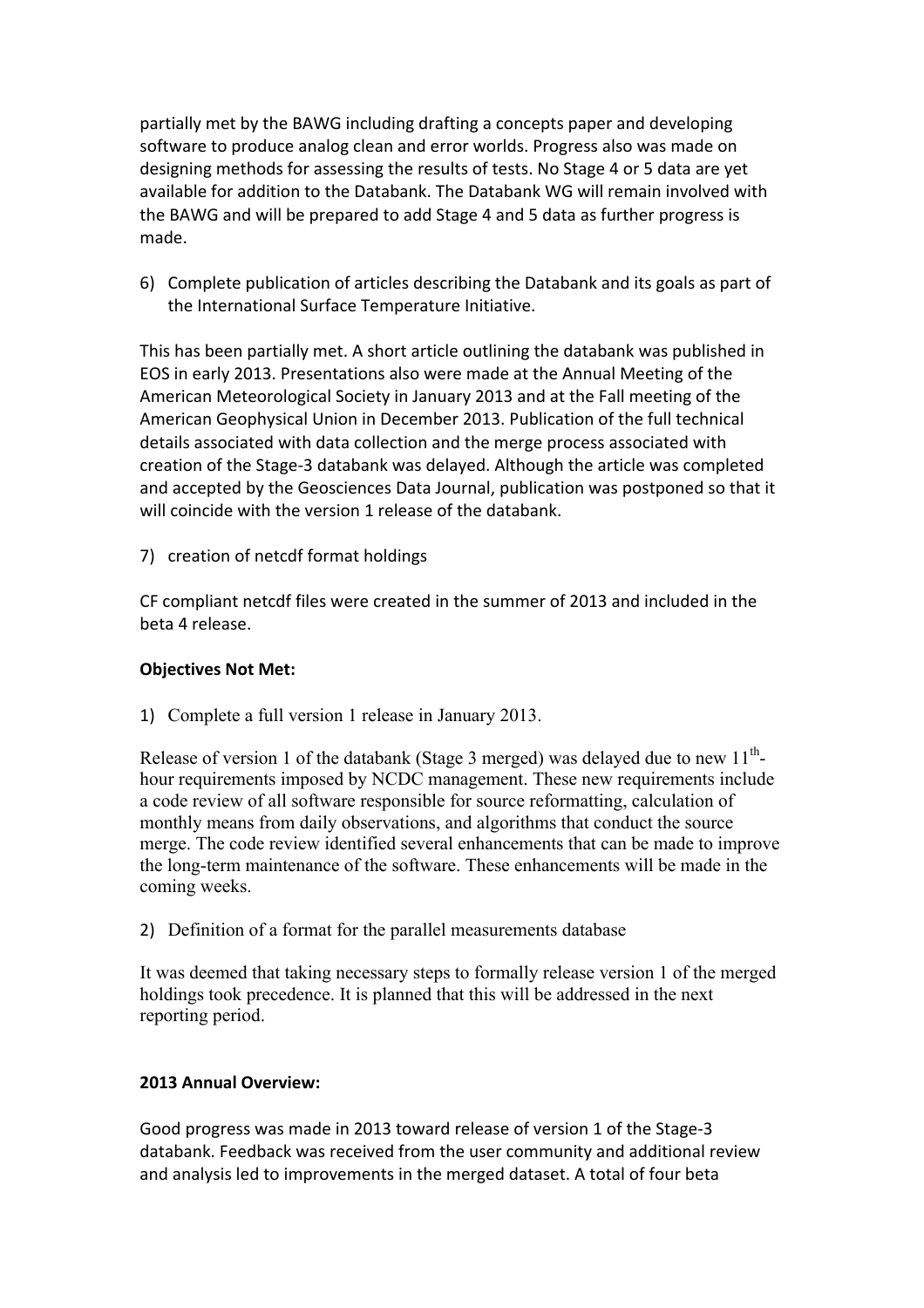partially met by the BAWG including drafting a concepts paper and developing software to produce analog clean and error worlds. Progress also was made on designing methods for assessing the results of tests. No Stage 4 or 5 data are yet available for addition to the Databank. The Databank WG will remain involved with the BAWG and will be prepared to add Stage 4 and 5 data as further progress is made.

6) Complete publication of articles describing the Databank and its goals as part of the International Surface Temperature Initiative.

This has been partially met. A short article outlining the databank was published in EOS in early 2013. Presentations also were made at the Annual Meeting of the American Meteorological Society in January 2013 and at the Fall meeting of the American Geophysical Union in December 2013. Publication of the full technical details associated with data collection and the merge process associated with creation of the Stage-3 databank was delayed. Although the article was completed and accepted by the Geosciences Data Journal, publication was postponed so that it will coincide with the version 1 release of the databank.

7) creation of netcdf format holdings

CF compliant netcdf files were created in the summer of 2013 and included in the beta 4 release.

**Objectives Not Met:**

1) Complete a full version 1 release in January 2013.

Release of version 1 of the databank (Stage 3 merged) was delayed due to new 11th-hour requirements imposed by NCDC management. These new requirements include a code review of all software responsible for source reformatting, calculation of monthly means from daily observations, and algorithms that conduct the source merge. The code review identified several enhancements that can be made to improve the long-term maintenance of the software. These enhancements will be made in the coming weeks.

2) Definition of a format for the parallel measurements database

It was deemed that taking necessary steps to formally release version 1 of the merged holdings took precedence. It is planned that this will be addressed in the next reporting period.

**2013 Annual Overview:**

Good progress was made in 2013 toward release of version 1 of the Stage-3 databank. Feedback was received from the user community and additional review and analysis led to improvements in the merged dataset. A total of four beta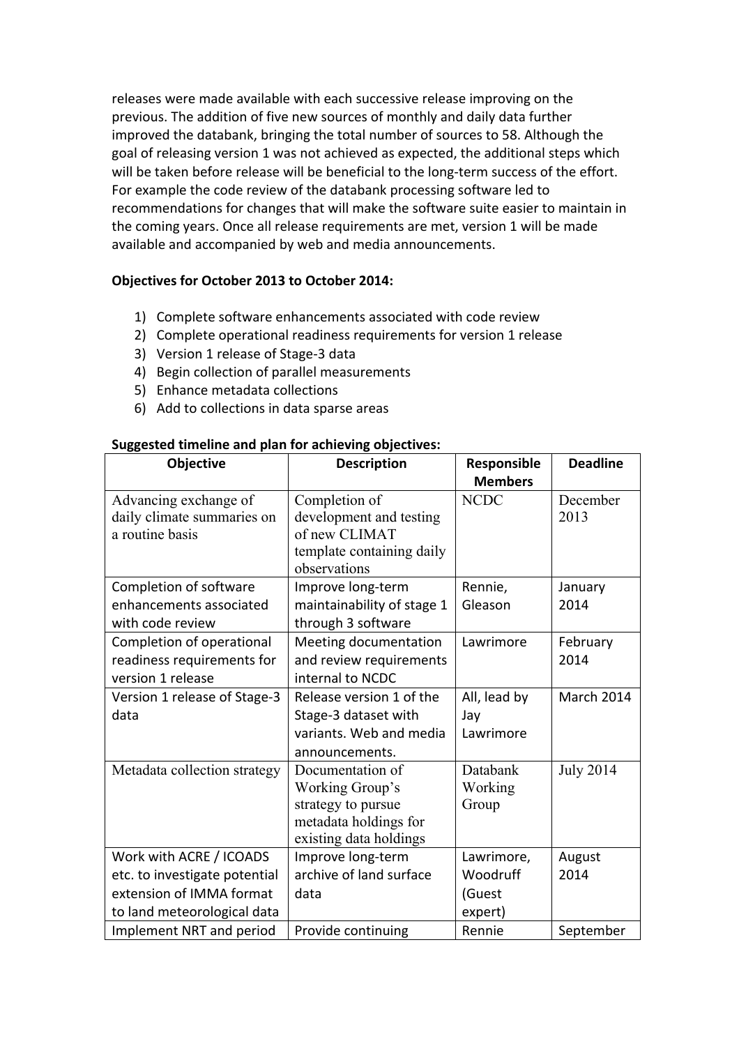releases were made available with each successive release improving on the previous. The addition of five new sources of monthly and daily data further improved the databank, bringing the total number of sources to 58. Although the goal of releasing version 1 was not achieved as expected, the additional steps which will be taken before release will be beneficial to the long-term success of the effort. For example the code review of the databank processing software led to recommendations for changes that will make the software suite easier to maintain in the coming years. Once all release requirements are met, version 1 will be made available and accompanied by web and media announcements.

**Objectives for October 2013 to October 2014:**

1) Complete software enhancements associated with code review
2) Complete operational readiness requirements for version 1 release
3) Version 1 release of Stage-3 data
4) Begin collection of parallel measurements
5) Enhance metadata collections
6) Add to collections in data sparse areas

**Suggested timeline and plan for achieving objectives:**

| Objective | Description | Responsible Members | Deadline |
|---|---|---|---|
| Advancing exchange of daily climate summaries on a routine basis | Completion of development and testing of new CLIMAT template containing daily observations | NCDC | December 2013 |
| Completion of software enhancements associated with code review | Improve long-term maintainability of stage 1 through 3 software | Rennie, Gleason | January 2014 |
| Completion of operational readiness requirements for version 1 release | Meeting documentation and review requirements internal to NCDC | Lawrimore | February 2014 |
| Version 1 release of Stage-3 data | Release version 1 of the Stage-3 dataset with variants. Web and media announcements. | All, lead by Jay Lawrimore | March 2014 |
| Metadata collection strategy | Documentation of Working Group's strategy to pursue metadata holdings for existing data holdings | Databank Working Group | July 2014 |
| Work with ACRE / ICOADS etc. to investigate potential extension of IMMA format to land meteorological data | Improve long-term archive of land surface data | Lawrimore, Woodruff (Guest expert) | August 2014 |
| Implement NRT and period | Provide continuing | Rennie | September |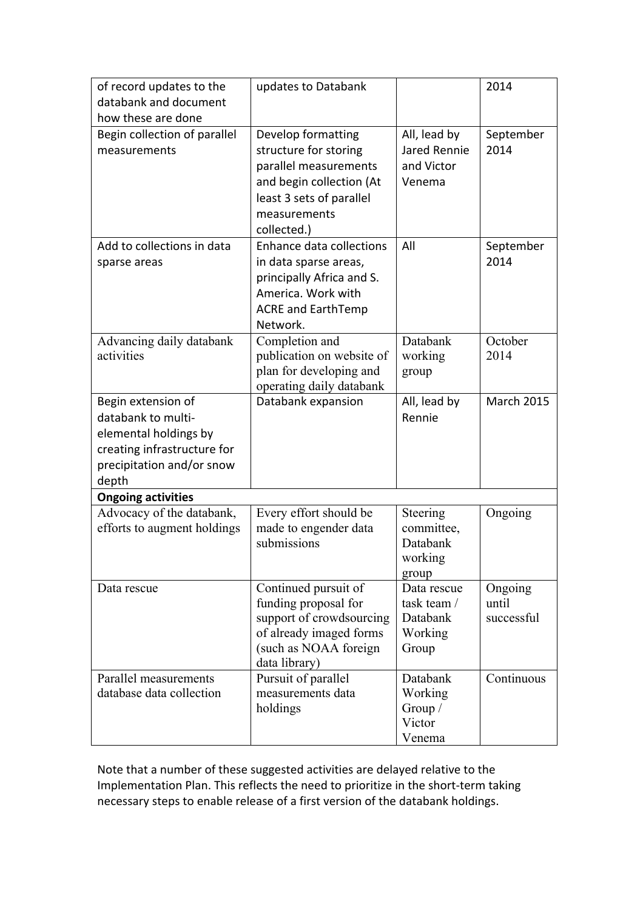| | | | |
|---|---|---|---|
| of record updates to the databank and document how these are done | updates to Databank | | 2014 |
| Begin collection of parallel measurements | Develop formatting structure for storing parallel measurements and begin collection (At least 3 sets of parallel measurements collected.) | All, lead by Jared Rennie and Victor Venema | September 2014 |
| Add to collections in data sparse areas | Enhance data collections in data sparse areas, principally Africa and S. America. Work with ACRE and EarthTemp Network. | All | September 2014 |
| Advancing daily databank activities | Completion and publication on website of plan for developing and operating daily databank | Databank working group | October 2014 |
| Begin extension of databank to multi-elemental holdings by creating infrastructure for precipitation and/or snow depth | Databank expansion | All, lead by Rennie | March 2015 |
| **Ongoing activities** | | | |
| Advocacy of the databank, efforts to augment holdings | Every effort should be made to engender data submissions | Steering committee, Databank working group | Ongoing |
| Data rescue | Continued pursuit of funding proposal for support of crowdsourcing of already imaged forms (such as NOAA foreign data library) | Data rescue task team / Databank Working Group | Ongoing until successful |
| Parallel measurements database data collection | Pursuit of parallel measurements data holdings | Databank Working Group / Victor Venema | Continuous |

Note that a number of these suggested activities are delayed relative to the Implementation Plan. This reflects the need to prioritize in the short-term taking necessary steps to enable release of a first version of the databank holdings.